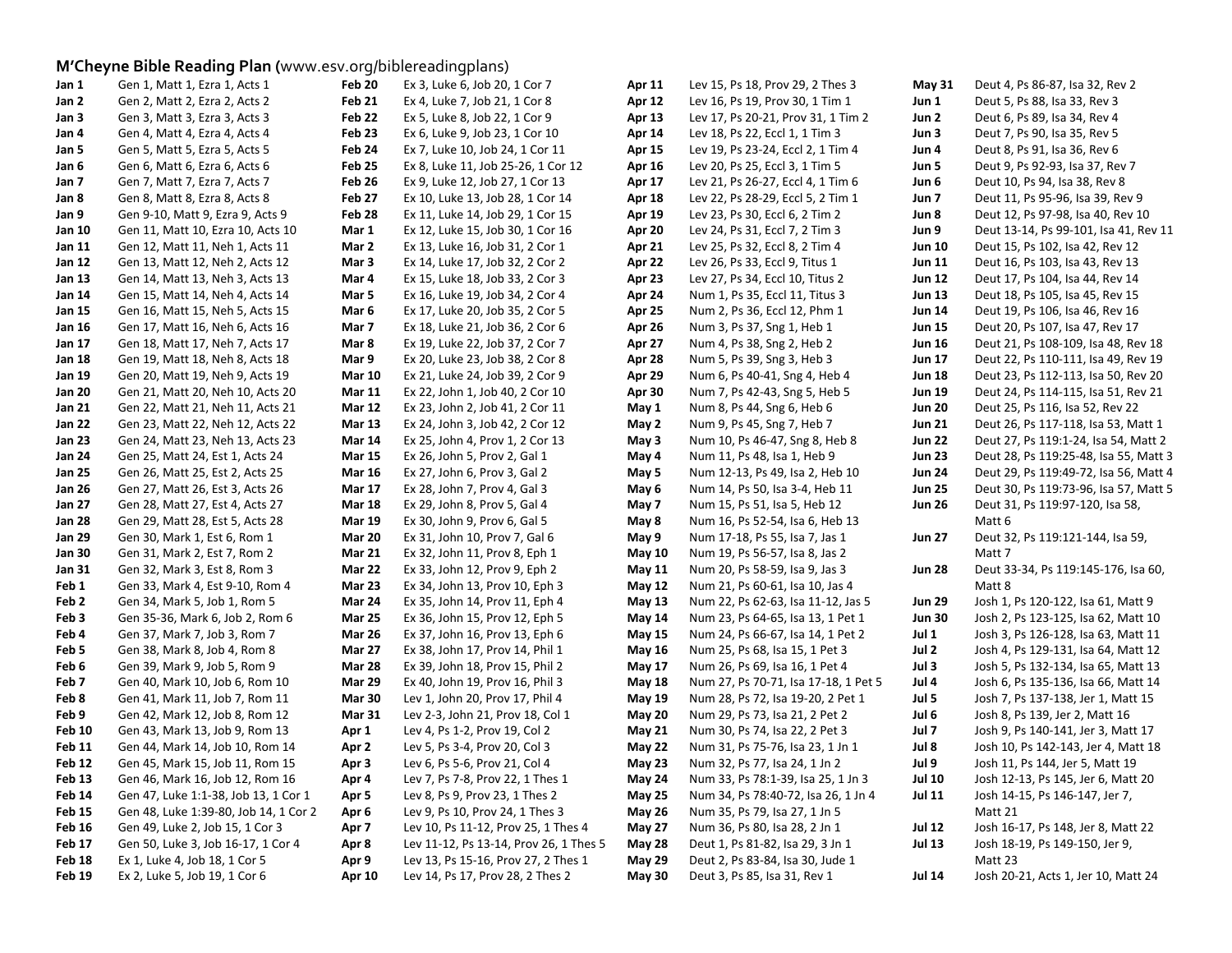# M'Cheyne Bible Reading Plan (www.esv.org/biblereadingplans)

| Date | Reading |
|---|---|
| **Jan 1** | Gen 1, Matt 1, Ezra 1, Acts 1 |
| **Jan 2** | Gen 2, Matt 2, Ezra 2, Acts 2 |
| **Jan 3** | Gen 3, Matt 3, Ezra 3, Acts 3 |
| **Jan 4** | Gen 4, Matt 4, Ezra 4, Acts 4 |
| **Jan 5** | Gen 5, Matt 5, Ezra 5, Acts 5 |
| **Jan 6** | Gen 6, Matt 6, Ezra 6, Acts 6 |
| **Jan 7** | Gen 7, Matt 7, Ezra 7, Acts 7 |
| **Jan 8** | Gen 8, Matt 8, Ezra 8, Acts 8 |
| **Jan 9** | Gen 9-10, Matt 9, Ezra 9, Acts 9 |
| **Jan 10** | Gen 11, Matt 10, Ezra 10, Acts 10 |
| **Jan 11** | Gen 12, Matt 11, Neh 1, Acts 11 |
| **Jan 12** | Gen 13, Matt 12, Neh 2, Acts 12 |
| **Jan 13** | Gen 14, Matt 13, Neh 3, Acts 13 |
| **Jan 14** | Gen 15, Matt 14, Neh 4, Acts 14 |
| **Jan 15** | Gen 16, Matt 15, Neh 5, Acts 15 |
| **Jan 16** | Gen 17, Matt 16, Neh 6, Acts 16 |
| **Jan 17** | Gen 18, Matt 17, Neh 7, Acts 17 |
| **Jan 18** | Gen 19, Matt 18, Neh 8, Acts 18 |
| **Jan 19** | Gen 20, Matt 19, Neh 9, Acts 19 |
| **Jan 20** | Gen 21, Matt 20, Neh 10, Acts 20 |
| **Jan 21** | Gen 22, Matt 21, Neh 11, Acts 21 |
| **Jan 22** | Gen 23, Matt 22, Neh 12, Acts 22 |
| **Jan 23** | Gen 24, Matt 23, Neh 13, Acts 23 |
| **Jan 24** | Gen 25, Matt 24, Est 1, Acts 24 |
| **Jan 25** | Gen 26, Matt 25, Est 2, Acts 25 |
| **Jan 26** | Gen 27, Matt 26, Est 3, Acts 26 |
| **Jan 27** | Gen 28, Matt 27, Est 4, Acts 27 |
| **Jan 28** | Gen 29, Matt 28, Est 5, Acts 28 |
| **Jan 29** | Gen 30, Mark 1, Est 6, Rom 1 |
| **Jan 30** | Gen 31, Mark 2, Est 7, Rom 2 |
| **Jan 31** | Gen 32, Mark 3, Est 8, Rom 3 |
| **Feb 1** | Gen 33, Mark 4, Est 9-10, Rom 4 |
| **Feb 2** | Gen 34, Mark 5, Job 1, Rom 5 |
| **Feb 3** | Gen 35-36, Mark 6, Job 2, Rom 6 |
| **Feb 4** | Gen 37, Mark 7, Job 3, Rom 7 |
| **Feb 5** | Gen 38, Mark 8, Job 4, Rom 8 |
| **Feb 6** | Gen 39, Mark 9, Job 5, Rom 9 |
| **Feb 7** | Gen 40, Mark 10, Job 6, Rom 10 |
| **Feb 8** | Gen 41, Mark 11, Job 7, Rom 11 |
| **Feb 9** | Gen 42, Mark 12, Job 8, Rom 12 |
| **Feb 10** | Gen 43, Mark 13, Job 9, Rom 13 |
| **Feb 11** | Gen 44, Mark 14, Job 10, Rom 14 |
| **Feb 12** | Gen 45, Mark 15, Job 11, Rom 15 |
| **Feb 13** | Gen 46, Mark 16, Job 12, Rom 16 |
| **Feb 14** | Gen 47, Luke 1:1-38, Job 13, 1 Cor 1 |
| **Feb 15** | Gen 48, Luke 1:39-80, Job 14, 1 Cor 2 |
| **Feb 16** | Gen 49, Luke 2, Job 15, 1 Cor 3 |
| **Feb 17** | Gen 50, Luke 3, Job 16-17, 1 Cor 4 |
| **Feb 18** | Ex 1, Luke 4, Job 18, 1 Cor 5 |
| **Feb 19** | Ex 2, Luke 5, Job 19, 1 Cor 6 |
| **Feb 20** | Ex 3, Luke 6, Job 20, 1 Cor 7 |
| **Feb 21** | Ex 4, Luke 7, Job 21, 1 Cor 8 |
| **Feb 22** | Ex 5, Luke 8, Job 22, 1 Cor 9 |
| **Feb 23** | Ex 6, Luke 9, Job 23, 1 Cor 10 |
| **Feb 24** | Ex 7, Luke 10, Job 24, 1 Cor 11 |
| **Feb 25** | Ex 8, Luke 11, Job 25-26, 1 Cor 12 |
| **Feb 26** | Ex 9, Luke 12, Job 27, 1 Cor 13 |
| **Feb 27** | Ex 10, Luke 13, Job 28, 1 Cor 14 |
| **Feb 28** | Ex 11, Luke 14, Job 29, 1 Cor 15 |
| **Mar 1** | Ex 12, Luke 15, Job 30, 1 Cor 16 |
| **Mar 2** | Ex 13, Luke 16, Job 31, 2 Cor 1 |
| **Mar 3** | Ex 14, Luke 17, Job 32, 2 Cor 2 |
| **Mar 4** | Ex 15, Luke 18, Job 33, 2 Cor 3 |
| **Mar 5** | Ex 16, Luke 19, Job 34, 2 Cor 4 |
| **Mar 6** | Ex 17, Luke 20, Job 35, 2 Cor 5 |
| **Mar 7** | Ex 18, Luke 21, Job 36, 2 Cor 6 |
| **Mar 8** | Ex 19, Luke 22, Job 37, 2 Cor 7 |
| **Mar 9** | Ex 20, Luke 23, Job 38, 2 Cor 8 |
| **Mar 10** | Ex 21, Luke 24, Job 39, 2 Cor 9 |
| **Mar 11** | Ex 22, John 1, Job 40, 2 Cor 10 |
| **Mar 12** | Ex 23, John 2, Job 41, 2 Cor 11 |
| **Mar 13** | Ex 24, John 3, Job 42, 2 Cor 12 |
| **Mar 14** | Ex 25, John 4, Prov 1, 2 Cor 13 |
| **Mar 15** | Ex 26, John 5, Prov 2, Gal 1 |
| **Mar 16** | Ex 27, John 6, Prov 3, Gal 2 |
| **Mar 17** | Ex 28, John 7, Prov 4, Gal 3 |
| **Mar 18** | Ex 29, John 8, Prov 5, Gal 4 |
| **Mar 19** | Ex 30, John 9, Prov 6, Gal 5 |
| **Mar 20** | Ex 31, John 10, Prov 7, Gal 6 |
| **Mar 21** | Ex 32, John 11, Prov 8, Eph 1 |
| **Mar 22** | Ex 33, John 12, Prov 9, Eph 2 |
| **Mar 23** | Ex 34, John 13, Prov 10, Eph 3 |
| **Mar 24** | Ex 35, John 14, Prov 11, Eph 4 |
| **Mar 25** | Ex 36, John 15, Prov 12, Eph 5 |
| **Mar 26** | Ex 37, John 16, Prov 13, Eph 6 |
| **Mar 27** | Ex 38, John 17, Prov 14, Phil 1 |
| **Mar 28** | Ex 39, John 18, Prov 15, Phil 2 |
| **Mar 29** | Ex 40, John 19, Prov 16, Phil 3 |
| **Mar 30** | Lev 1, John 20, Prov 17, Phil 4 |
| **Mar 31** | Lev 2-3, John 21, Prov 18, Col 1 |
| **Apr 1** | Lev 4, Ps 1-2, Prov 19, Col 2 |
| **Apr 2** | Lev 5, Ps 3-4, Prov 20, Col 3 |
| **Apr 3** | Lev 6, Ps 5-6, Prov 21, Col 4 |
| **Apr 4** | Lev 7, Ps 7-8, Prov 22, 1 Thes 1 |
| **Apr 5** | Lev 8, Ps 9, Prov 23, 1 Thes 2 |
| **Apr 6** | Lev 9, Ps 10, Prov 24, 1 Thes 3 |
| **Apr 7** | Lev 10, Ps 11-12, Prov 25, 1 Thes 4 |
| **Apr 8** | Lev 11-12, Ps 13-14, Prov 26, 1 Thes 5 |
| **Apr 9** | Lev 13, Ps 15-16, Prov 27, 2 Thes 1 |
| **Apr 10** | Lev 14, Ps 17, Prov 28, 2 Thes 2 |
| **Apr 11** | Lev 15, Ps 18, Prov 29, 2 Thes 3 |
| **Apr 12** | Lev 16, Ps 19, Prov 30, 1 Tim 1 |
| **Apr 13** | Lev 17, Ps 20-21, Prov 31, 1 Tim 2 |
| **Apr 14** | Lev 18, Ps 22, Eccl 1, 1 Tim 3 |
| **Apr 15** | Lev 19, Ps 23-24, Eccl 2, 1 Tim 4 |
| **Apr 16** | Lev 20, Ps 25, Eccl 3, 1 Tim 5 |
| **Apr 17** | Lev 21, Ps 26-27, Eccl 4, 1 Tim 6 |
| **Apr 18** | Lev 22, Ps 28-29, Eccl 5, 2 Tim 1 |
| **Apr 19** | Lev 23, Ps 30, Eccl 6, 2 Tim 2 |
| **Apr 20** | Lev 24, Ps 31, Eccl 7, 2 Tim 3 |
| **Apr 21** | Lev 25, Ps 32, Eccl 8, 2 Tim 4 |
| **Apr 22** | Lev 26, Ps 33, Eccl 9, Titus 1 |
| **Apr 23** | Lev 27, Ps 34, Eccl 10, Titus 2 |
| **Apr 24** | Num 1, Ps 35, Eccl 11, Titus 3 |
| **Apr 25** | Num 2, Ps 36, Eccl 12, Phm 1 |
| **Apr 26** | Num 3, Ps 37, Sng 1, Heb 1 |
| **Apr 27** | Num 4, Ps 38, Sng 2, Heb 2 |
| **Apr 28** | Num 5, Ps 39, Sng 3, Heb 3 |
| **Apr 29** | Num 6, Ps 40-41, Sng 4, Heb 4 |
| **Apr 30** | Num 7, Ps 42-43, Sng 5, Heb 5 |
| **May 1** | Num 8, Ps 44, Sng 6, Heb 6 |
| **May 2** | Num 9, Ps 45, Sng 7, Heb 7 |
| **May 3** | Num 10, Ps 46-47, Sng 8, Heb 8 |
| **May 4** | Num 11, Ps 48, Isa 1, Heb 9 |
| **May 5** | Num 12-13, Ps 49, Isa 2, Heb 10 |
| **May 6** | Num 14, Ps 50, Isa 3-4, Heb 11 |
| **May 7** | Num 15, Ps 51, Isa 5, Heb 12 |
| **May 8** | Num 16, Ps 52-54, Isa 6, Heb 13 |
| **May 9** | Num 17-18, Ps 55, Isa 7, Jas 1 |
| **May 10** | Num 19, Ps 56-57, Isa 8, Jas 2 |
| **May 11** | Num 20, Ps 58-59, Isa 9, Jas 3 |
| **May 12** | Num 21, Ps 60-61, Isa 10, Jas 4 |
| **May 13** | Num 22, Ps 62-63, Isa 11-12, Jas 5 |
| **May 14** | Num 23, Ps 64-65, Isa 13, 1 Pet 1 |
| **May 15** | Num 24, Ps 66-67, Isa 14, 1 Pet 2 |
| **May 16** | Num 25, Ps 68, Isa 15, 1 Pet 3 |
| **May 17** | Num 26, Ps 69, Isa 16, 1 Pet 4 |
| **May 18** | Num 27, Ps 70-71, Isa 17-18, 1 Pet 5 |
| **May 19** | Num 28, Ps 72, Isa 19-20, 2 Pet 1 |
| **May 20** | Num 29, Ps 73, Isa 21, 2 Pet 2 |
| **May 21** | Num 30, Ps 74, Isa 22, 2 Pet 3 |
| **May 22** | Num 31, Ps 75-76, Isa 23, 1 Jn 1 |
| **May 23** | Num 32, Ps 77, Isa 24, 1 Jn 2 |
| **May 24** | Num 33, Ps 78:1-39, Isa 25, 1 Jn 3 |
| **May 25** | Num 34, Ps 78:40-72, Isa 26, 1 Jn 4 |
| **May 26** | Num 35, Ps 79, Isa 27, 1 Jn 5 |
| **May 27** | Num 36, Ps 80, Isa 28, 2 Jn 1 |
| **May 28** | Deut 1, Ps 81-82, Isa 29, 3 Jn 1 |
| **May 29** | Deut 2, Ps 83-84, Isa 30, Jude 1 |
| **May 30** | Deut 3, Ps 85, Isa 31, Rev 1 |
| **May 31** | Deut 4, Ps 86-87, Isa 32, Rev 2 |
| **Jun 1** | Deut 5, Ps 88, Isa 33, Rev 3 |
| **Jun 2** | Deut 6, Ps 89, Isa 34, Rev 4 |
| **Jun 3** | Deut 7, Ps 90, Isa 35, Rev 5 |
| **Jun 4** | Deut 8, Ps 91, Isa 36, Rev 6 |
| **Jun 5** | Deut 9, Ps 92-93, Isa 37, Rev 7 |
| **Jun 6** | Deut 10, Ps 94, Isa 38, Rev 8 |
| **Jun 7** | Deut 11, Ps 95-96, Isa 39, Rev 9 |
| **Jun 8** | Deut 12, Ps 97-98, Isa 40, Rev 10 |
| **Jun 9** | Deut 13-14, Ps 99-101, Isa 41, Rev 11 |
| **Jun 10** | Deut 15, Ps 102, Isa 42, Rev 12 |
| **Jun 11** | Deut 16, Ps 103, Isa 43, Rev 13 |
| **Jun 12** | Deut 17, Ps 104, Isa 44, Rev 14 |
| **Jun 13** | Deut 18, Ps 105, Isa 45, Rev 15 |
| **Jun 14** | Deut 19, Ps 106, Isa 46, Rev 16 |
| **Jun 15** | Deut 20, Ps 107, Isa 47, Rev 17 |
| **Jun 16** | Deut 21, Ps 108-109, Isa 48, Rev 18 |
| **Jun 17** | Deut 22, Ps 110-111, Isa 49, Rev 19 |
| **Jun 18** | Deut 23, Ps 112-113, Isa 50, Rev 20 |
| **Jun 19** | Deut 24, Ps 114-115, Isa 51, Rev 21 |
| **Jun 20** | Deut 25, Ps 116, Isa 52, Rev 22 |
| **Jun 21** | Deut 26, Ps 117-118, Isa 53, Matt 1 |
| **Jun 22** | Deut 27, Ps 119:1-24, Isa 54, Matt 2 |
| **Jun 23** | Deut 28, Ps 119:25-48, Isa 55, Matt 3 |
| **Jun 24** | Deut 29, Ps 119:49-72, Isa 56, Matt 4 |
| **Jun 25** | Deut 30, Ps 119:73-96, Isa 57, Matt 5 |
| **Jun 26** | Deut 31, Ps 119:97-120, Isa 58, Matt 6 |
| **Jun 27** | Deut 32, Ps 119:121-144, Isa 59, Matt 7 |
| **Jun 28** | Deut 33-34, Ps 119:145-176, Isa 60, Matt 8 |
| **Jun 29** | Josh 1, Ps 120-122, Isa 61, Matt 9 |
| **Jun 30** | Josh 2, Ps 123-125, Isa 62, Matt 10 |
| **Jul 1** | Josh 3, Ps 126-128, Isa 63, Matt 11 |
| **Jul 2** | Josh 4, Ps 129-131, Isa 64, Matt 12 |
| **Jul 3** | Josh 5, Ps 132-134, Isa 65, Matt 13 |
| **Jul 4** | Josh 6, Ps 135-136, Isa 66, Matt 14 |
| **Jul 5** | Josh 7, Ps 137-138, Jer 1, Matt 15 |
| **Jul 6** | Josh 8, Ps 139, Jer 2, Matt 16 |
| **Jul 7** | Josh 9, Ps 140-141, Jer 3, Matt 17 |
| **Jul 8** | Josh 10, Ps 142-143, Jer 4, Matt 18 |
| **Jul 9** | Josh 11, Ps 144, Jer 5, Matt 19 |
| **Jul 10** | Josh 12-13, Ps 145, Jer 6, Matt 20 |
| **Jul 11** | Josh 14-15, Ps 146-147, Jer 7, Matt 21 |
| **Jul 12** | Josh 16-17, Ps 148, Jer 8, Matt 22 |
| **Jul 13** | Josh 18-19, Ps 149-150, Jer 9, Matt 23 |
| **Jul 14** | Josh 20-21, Acts 1, Jer 10, Matt 24 |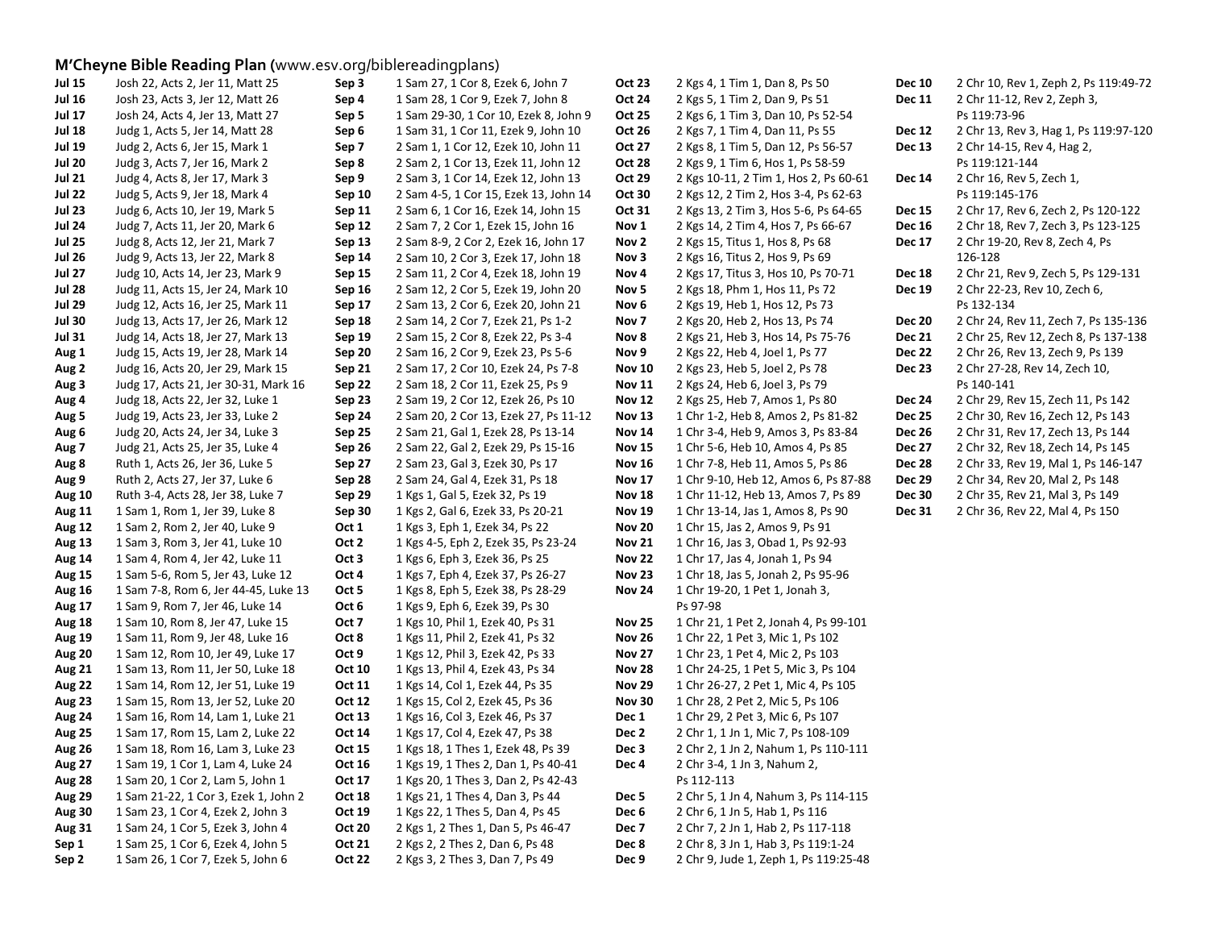**M'Cheyne Bible Reading Plan** (www.esv.org/biblereadingplans)

| | |
|---|---|
| **Jul 15** | Josh 22, Acts 2, Jer 11, Matt 25 |
| **Jul 16** | Josh 23, Acts 3, Jer 12, Matt 26 |
| **Jul 17** | Josh 24, Acts 4, Jer 13, Matt 27 |
| **Jul 18** | Judg 1, Acts 5, Jer 14, Matt 28 |
| **Jul 19** | Judg 2, Acts 6, Jer 15, Mark 1 |
| **Jul 20** | Judg 3, Acts 7, Jer 16, Mark 2 |
| **Jul 21** | Judg 4, Acts 8, Jer 17, Mark 3 |
| **Jul 22** | Judg 5, Acts 9, Jer 18, Mark 4 |
| **Jul 23** | Judg 6, Acts 10, Jer 19, Mark 5 |
| **Jul 24** | Judg 7, Acts 11, Jer 20, Mark 6 |
| **Jul 25** | Judg 8, Acts 12, Jer 21, Mark 7 |
| **Jul 26** | Judg 9, Acts 13, Jer 22, Mark 8 |
| **Jul 27** | Judg 10, Acts 14, Jer 23, Mark 9 |
| **Jul 28** | Judg 11, Acts 15, Jer 24, Mark 10 |
| **Jul 29** | Judg 12, Acts 16, Jer 25, Mark 11 |
| **Jul 30** | Judg 13, Acts 17, Jer 26, Mark 12 |
| **Jul 31** | Judg 14, Acts 18, Jer 27, Mark 13 |
| **Aug 1** | Judg 15, Acts 19, Jer 28, Mark 14 |
| **Aug 2** | Judg 16, Acts 20, Jer 29, Mark 15 |
| **Aug 3** | Judg 17, Acts 21, Jer 30-31, Mark 16 |
| **Aug 4** | Judg 18, Acts 22, Jer 32, Luke 1 |
| **Aug 5** | Judg 19, Acts 23, Jer 33, Luke 2 |
| **Aug 6** | Judg 20, Acts 24, Jer 34, Luke 3 |
| **Aug 7** | Judg 21, Acts 25, Jer 35, Luke 4 |
| **Aug 8** | Ruth 1, Acts 26, Jer 36, Luke 5 |
| **Aug 9** | Ruth 2, Acts 27, Jer 37, Luke 6 |
| **Aug 10** | Ruth 3-4, Acts 28, Jer 38, Luke 7 |
| **Aug 11** | 1 Sam 1, Rom 1, Jer 39, Luke 8 |
| **Aug 12** | 1 Sam 2, Rom 2, Jer 40, Luke 9 |
| **Aug 13** | 1 Sam 3, Rom 3, Jer 41, Luke 10 |
| **Aug 14** | 1 Sam 4, Rom 4, Jer 42, Luke 11 |
| **Aug 15** | 1 Sam 5-6, Rom 5, Jer 43, Luke 12 |
| **Aug 16** | 1 Sam 7-8, Rom 6, Jer 44-45, Luke 13 |
| **Aug 17** | 1 Sam 9, Rom 7, Jer 46, Luke 14 |
| **Aug 18** | 1 Sam 10, Rom 8, Jer 47, Luke 15 |
| **Aug 19** | 1 Sam 11, Rom 9, Jer 48, Luke 16 |
| **Aug 20** | 1 Sam 12, Rom 10, Jer 49, Luke 17 |
| **Aug 21** | 1 Sam 13, Rom 11, Jer 50, Luke 18 |
| **Aug 22** | 1 Sam 14, Rom 12, Jer 51, Luke 19 |
| **Aug 23** | 1 Sam 15, Rom 13, Jer 52, Luke 20 |
| **Aug 24** | 1 Sam 16, Rom 14, Lam 1, Luke 21 |
| **Aug 25** | 1 Sam 17, Rom 15, Lam 2, Luke 22 |
| **Aug 26** | 1 Sam 18, Rom 16, Lam 3, Luke 23 |
| **Aug 27** | 1 Sam 19, 1 Cor 1, Lam 4, Luke 24 |
| **Aug 28** | 1 Sam 20, 1 Cor 2, Lam 5, John 1 |
| **Aug 29** | 1 Sam 21-22, 1 Cor 3, Ezek 1, John 2 |
| **Aug 30** | 1 Sam 23, 1 Cor 4, Ezek 2, John 3 |
| **Aug 31** | 1 Sam 24, 1 Cor 5, Ezek 3, John 4 |
| **Sep 1** | 1 Sam 25, 1 Cor 6, Ezek 4, John 5 |
| **Sep 2** | 1 Sam 26, 1 Cor 7, Ezek 5, John 6 |
| **Sep 3** | 1 Sam 27, 1 Cor 8, Ezek 6, John 7 |
| **Sep 4** | 1 Sam 28, 1 Cor 9, Ezek 7, John 8 |
| **Sep 5** | 1 Sam 29-30, 1 Cor 10, Ezek 8, John 9 |
| **Sep 6** | 1 Sam 31, 1 Cor 11, Ezek 9, John 10 |
| **Sep 7** | 2 Sam 1, 1 Cor 12, Ezek 10, John 11 |
| **Sep 8** | 2 Sam 2, 1 Cor 13, Ezek 11, John 12 |
| **Sep 9** | 2 Sam 3, 1 Cor 14, Ezek 12, John 13 |
| **Sep 10** | 2 Sam 4-5, 1 Cor 15, Ezek 13, John 14 |
| **Sep 11** | 2 Sam 6, 1 Cor 16, Ezek 14, John 15 |
| **Sep 12** | 2 Sam 7, 2 Cor 1, Ezek 15, John 16 |
| **Sep 13** | 2 Sam 8-9, 2 Cor 2, Ezek 16, John 17 |
| **Sep 14** | 2 Sam 10, 2 Cor 3, Ezek 17, John 18 |
| **Sep 15** | 2 Sam 11, 2 Cor 4, Ezek 18, John 19 |
| **Sep 16** | 2 Sam 12, 2 Cor 5, Ezek 19, John 20 |
| **Sep 17** | 2 Sam 13, 2 Cor 6, Ezek 20, John 21 |
| **Sep 18** | 2 Sam 14, 2 Cor 7, Ezek 21, Ps 1-2 |
| **Sep 19** | 2 Sam 15, 2 Cor 8, Ezek 22, Ps 3-4 |
| **Sep 20** | 2 Sam 16, 2 Cor 9, Ezek 23, Ps 5-6 |
| **Sep 21** | 2 Sam 17, 2 Cor 10, Ezek 24, Ps 7-8 |
| **Sep 22** | 2 Sam 18, 2 Cor 11, Ezek 25, Ps 9 |
| **Sep 23** | 2 Sam 19, 2 Cor 12, Ezek 26, Ps 10 |
| **Sep 24** | 2 Sam 20, 2 Cor 13, Ezek 27, Ps 11-12 |
| **Sep 25** | 2 Sam 21, Gal 1, Ezek 28, Ps 13-14 |
| **Sep 26** | 2 Sam 22, Gal 2, Ezek 29, Ps 15-16 |
| **Sep 27** | 2 Sam 23, Gal 3, Ezek 30, Ps 17 |
| **Sep 28** | 2 Sam 24, Gal 4, Ezek 31, Ps 18 |
| **Sep 29** | 1 Kgs 1, Gal 5, Ezek 32, Ps 19 |
| **Sep 30** | 1 Kgs 2, Gal 6, Ezek 33, Ps 20-21 |
| **Oct 1** | 1 Kgs 3, Eph 1, Ezek 34, Ps 22 |
| **Oct 2** | 1 Kgs 4-5, Eph 2, Ezek 35, Ps 23-24 |
| **Oct 3** | 1 Kgs 6, Eph 3, Ezek 36, Ps 25 |
| **Oct 4** | 1 Kgs 7, Eph 4, Ezek 37, Ps 26-27 |
| **Oct 5** | 1 Kgs 8, Eph 5, Ezek 38, Ps 28-29 |
| **Oct 6** | 1 Kgs 9, Eph 6, Ezek 39, Ps 30 |
| **Oct 7** | 1 Kgs 10, Phil 1, Ezek 40, Ps 31 |
| **Oct 8** | 1 Kgs 11, Phil 2, Ezek 41, Ps 32 |
| **Oct 9** | 1 Kgs 12, Phil 3, Ezek 42, Ps 33 |
| **Oct 10** | 1 Kgs 13, Phil 4, Ezek 43, Ps 34 |
| **Oct 11** | 1 Kgs 14, Col 1, Ezek 44, Ps 35 |
| **Oct 12** | 1 Kgs 15, Col 2, Ezek 45, Ps 36 |
| **Oct 13** | 1 Kgs 16, Col 3, Ezek 46, Ps 37 |
| **Oct 14** | 1 Kgs 17, Col 4, Ezek 47, Ps 38 |
| **Oct 15** | 1 Kgs 18, 1 Thes 1, Ezek 48, Ps 39 |
| **Oct 16** | 1 Kgs 19, 1 Thes 2, Dan 1, Ps 40-41 |
| **Oct 17** | 1 Kgs 20, 1 Thes 3, Dan 2, Ps 42-43 |
| **Oct 18** | 1 Kgs 21, 1 Thes 4, Dan 3, Ps 44 |
| **Oct 19** | 1 Kgs 22, 1 Thes 5, Dan 4, Ps 45 |
| **Oct 20** | 2 Kgs 1, 2 Thes 1, Dan 5, Ps 46-47 |
| **Oct 21** | 2 Kgs 2, 2 Thes 2, Dan 6, Ps 48 |
| **Oct 22** | 2 Kgs 3, 2 Thes 3, Dan 7, Ps 49 |
| **Oct 23** | 2 Kgs 4, 1 Tim 1, Dan 8, Ps 50 |
| **Oct 24** | 2 Kgs 5, 1 Tim 2, Dan 9, Ps 51 |
| **Oct 25** | 2 Kgs 6, 1 Tim 3, Dan 10, Ps 52-54 |
| **Oct 26** | 2 Kgs 7, 1 Tim 4, Dan 11, Ps 55 |
| **Oct 27** | 2 Kgs 8, 1 Tim 5, Dan 12, Ps 56-57 |
| **Oct 28** | 2 Kgs 9, 1 Tim 6, Hos 1, Ps 58-59 |
| **Oct 29** | 2 Kgs 10-11, 2 Tim 1, Hos 2, Ps 60-61 |
| **Oct 30** | 2 Kgs 12, 2 Tim 2, Hos 3-4, Ps 62-63 |
| **Oct 31** | 2 Kgs 13, 2 Tim 3, Hos 5-6, Ps 64-65 |
| **Nov 1** | 2 Kgs 14, 2 Tim 4, Hos 7, Ps 66-67 |
| **Nov 2** | 2 Kgs 15, Titus 1, Hos 8, Ps 68 |
| **Nov 3** | 2 Kgs 16, Titus 2, Hos 9, Ps 69 |
| **Nov 4** | 2 Kgs 17, Titus 3, Hos 10, Ps 70-71 |
| **Nov 5** | 2 Kgs 18, Phm 1, Hos 11, Ps 72 |
| **Nov 6** | 2 Kgs 19, Heb 1, Hos 12, Ps 73 |
| **Nov 7** | 2 Kgs 20, Heb 2, Hos 13, Ps 74 |
| **Nov 8** | 2 Kgs 21, Heb 3, Hos 14, Ps 75-76 |
| **Nov 9** | 2 Kgs 22, Heb 4, Joel 1, Ps 77 |
| **Nov 10** | 2 Kgs 23, Heb 5, Joel 2, Ps 78 |
| **Nov 11** | 2 Kgs 24, Heb 6, Joel 3, Ps 79 |
| **Nov 12** | 2 Kgs 25, Heb 7, Amos 1, Ps 80 |
| **Nov 13** | 1 Chr 1-2, Heb 8, Amos 2, Ps 81-82 |
| **Nov 14** | 1 Chr 3-4, Heb 9, Amos 3, Ps 83-84 |
| **Nov 15** | 1 Chr 5-6, Heb 10, Amos 4, Ps 85 |
| **Nov 16** | 1 Chr 7-8, Heb 11, Amos 5, Ps 86 |
| **Nov 17** | 1 Chr 9-10, Heb 12, Amos 6, Ps 87-88 |
| **Nov 18** | 1 Chr 11-12, Heb 13, Amos 7, Ps 89 |
| **Nov 19** | 1 Chr 13-14, Jas 1, Amos 8, Ps 90 |
| **Nov 20** | 1 Chr 15, Jas 2, Amos 9, Ps 91 |
| **Nov 21** | 1 Chr 16, Jas 3, Obad 1, Ps 92-93 |
| **Nov 22** | 1 Chr 17, Jas 4, Jonah 1, Ps 94 |
| **Nov 23** | 1 Chr 18, Jas 5, Jonah 2, Ps 95-96 |
| **Nov 24** | 1 Chr 19-20, 1 Pet 1, Jonah 3, Ps 97-98 |
| **Nov 25** | 1 Chr 21, 1 Pet 2, Jonah 4, Ps 99-101 |
| **Nov 26** | 1 Chr 22, 1 Pet 3, Mic 1, Ps 102 |
| **Nov 27** | 1 Chr 23, 1 Pet 4, Mic 2, Ps 103 |
| **Nov 28** | 1 Chr 24-25, 1 Pet 5, Mic 3, Ps 104 |
| **Nov 29** | 1 Chr 26-27, 2 Pet 1, Mic 4, Ps 105 |
| **Nov 30** | 1 Chr 28, 2 Pet 2, Mic 5, Ps 106 |
| **Dec 1** | 1 Chr 29, 2 Pet 3, Mic 6, Ps 107 |
| **Dec 2** | 2 Chr 1, 1 Jn 1, Mic 7, Ps 108-109 |
| **Dec 3** | 2 Chr 2, 1 Jn 2, Nahum 1, Ps 110-111 |
| **Dec 4** | 2 Chr 3-4, 1 Jn 3, Nahum 2, Ps 112-113 |
| **Dec 5** | 2 Chr 5, 1 Jn 4, Nahum 3, Ps 114-115 |
| **Dec 6** | 2 Chr 6, 1 Jn 5, Hab 1, Ps 116 |
| **Dec 7** | 2 Chr 7, 2 Jn 1, Hab 2, Ps 117-118 |
| **Dec 8** | 2 Chr 8, 3 Jn 1, Hab 3, Ps 119:1-24 |
| **Dec 9** | 2 Chr 9, Jude 1, Zeph 1, Ps 119:25-48 |
| **Dec 10** | 2 Chr 10, Rev 1, Zeph 2, Ps 119:49-72 |
| **Dec 11** | 2 Chr 11-12, Rev 2, Zeph 3, Ps 119:73-96 |
| **Dec 12** | 2 Chr 13, Rev 3, Hag 1, Ps 119:97-120 |
| **Dec 13** | 2 Chr 14-15, Rev 4, Hag 2, Ps 119:121-144 |
| **Dec 14** | 2 Chr 16, Rev 5, Zech 1, Ps 119:145-176 |
| **Dec 15** | 2 Chr 17, Rev 6, Zech 2, Ps 120-122 |
| **Dec 16** | 2 Chr 18, Rev 7, Zech 3, Ps 123-125 |
| **Dec 17** | 2 Chr 19-20, Rev 8, Zech 4, Ps 126-128 |
| **Dec 18** | 2 Chr 21, Rev 9, Zech 5, Ps 129-131 |
| **Dec 19** | 2 Chr 22-23, Rev 10, Zech 6, Ps 132-134 |
| **Dec 20** | 2 Chr 24, Rev 11, Zech 7, Ps 135-136 |
| **Dec 21** | 2 Chr 25, Rev 12, Zech 8, Ps 137-138 |
| **Dec 22** | 2 Chr 26, Rev 13, Zech 9, Ps 139 |
| **Dec 23** | 2 Chr 27-28, Rev 14, Zech 10, Ps 140-141 |
| **Dec 24** | 2 Chr 29, Rev 15, Zech 11, Ps 142 |
| **Dec 25** | 2 Chr 30, Rev 16, Zech 12, Ps 143 |
| **Dec 26** | 2 Chr 31, Rev 17, Zech 13, Ps 144 |
| **Dec 27** | 2 Chr 32, Rev 18, Zech 14, Ps 145 |
| **Dec 28** | 2 Chr 33, Rev 19, Mal 1, Ps 146-147 |
| **Dec 29** | 2 Chr 34, Rev 20, Mal 2, Ps 148 |
| **Dec 30** | 2 Chr 35, Rev 21, Mal 3, Ps 149 |
| **Dec 31** | 2 Chr 36, Rev 22, Mal 4, Ps 150 |